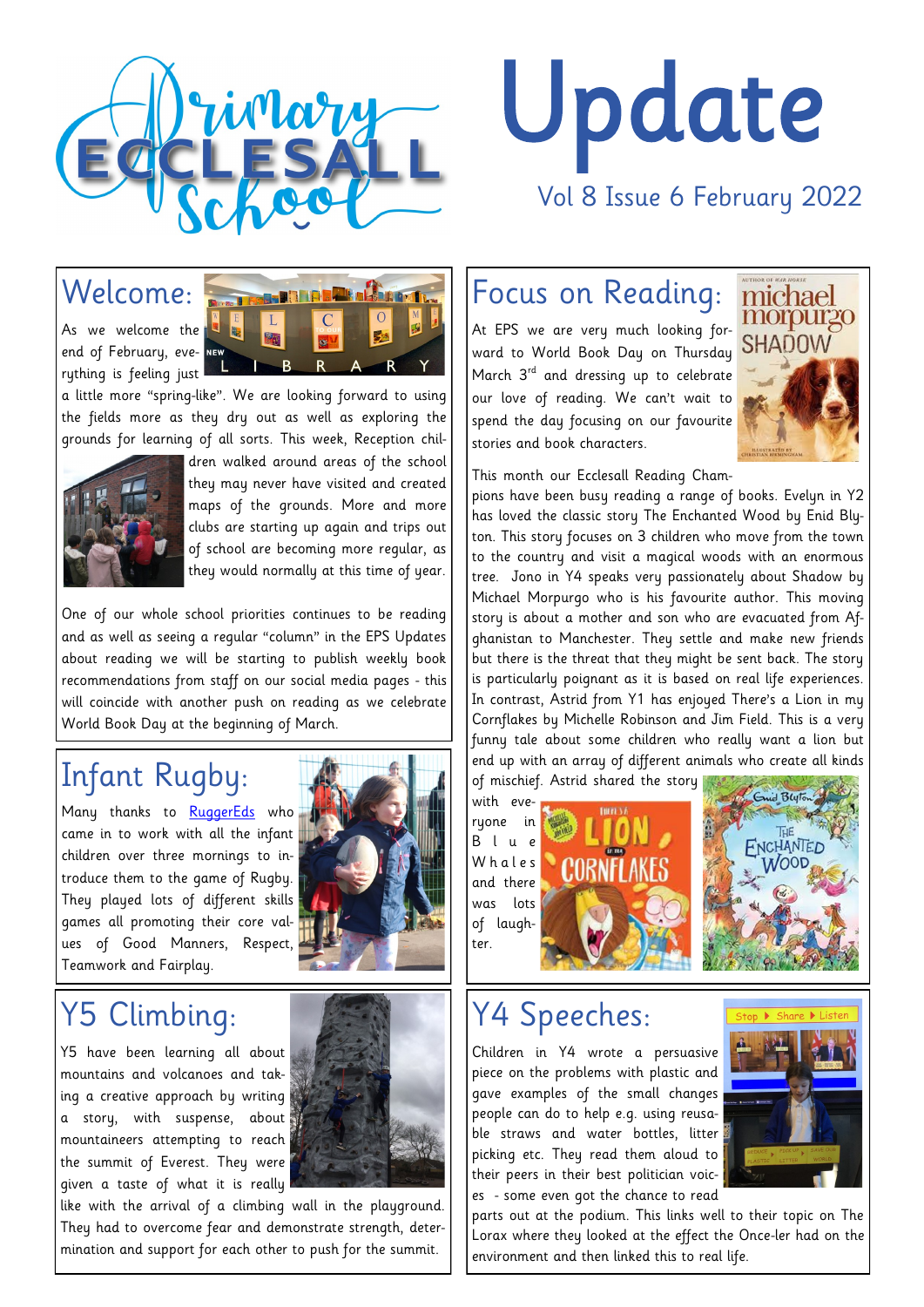# Ecclesall Primary School Update

Vol 8 Issue 6 February 2022

## Welcome:

As we welcome the end of February, everything is feeling just a little more "spring-like". We are looking forward to using the fields more as they dry out as well as exploring the grounds for learning of all sorts. This week, Reception children walked around areas of the school they may never have visited and created maps of the grounds. More and more clubs are starting up again and trips out of school are becoming more regular, as they would normally at this time of year.

One of our whole school priorities continues to be reading and as well as seeing a regular "column" in the EPS Updates about reading we will be starting to publish weekly book recommendations from staff on our social media pages - this will coincide with another push on reading as we celebrate World Book Day at the beginning of March.

## Infant Rugby:

Many thanks to RuggerEds who came in to work with all the infant children over three mornings to introduce them to the game of Rugby. They played lots of different skills games all promoting their core values of Good Manners, Respect, Teamwork and Fairplay.

## Y5 Climbing:

Y5 have been learning all about mountains and volcanoes and taking a creative approach by writing a story, with suspense, about mountaineers attempting to reach the summit of Everest. They were given a taste of what it is really like with the arrival of a climbing wall in the playground. They had to overcome fear and demonstrate strength, determination and support for each other to push for the summit.

## Focus on Reading:

At EPS we are very much looking forward to World Book Day on Thursday March 3rd and dressing up to celebrate our love of reading. We can't wait to spend the day focusing on our favourite stories and book characters.

This month our Ecclesall Reading Champions have been busy reading a range of books. Evelyn in Y2 has loved the classic story The Enchanted Wood by Enid Blyton. This story focuses on 3 children who move from the town to the country and visit a magical woods with an enormous tree. Jono in Y4 speaks very passionately about Shadow by Michael Morpurgo who is his favourite author. This moving story is about a mother and son who are evacuated from Afghanistan to Manchester. They settle and make new friends but there is the threat that they might be sent back. The story is particularly poignant as it is based on real life experiences. In contrast, Astrid from Y1 has enjoyed There's a Lion in my Cornflakes by Michelle Robinson and Jim Field. This is a very funny tale about some children who really want a lion but end up with an array of different animals who create all kinds of mischief. Astrid shared the story with everyone in Blue Whales and there was lots of laughter.

## Y4 Speeches:

Children in Y4 wrote a persuasive piece on the problems with plastic and gave examples of the small changes people can do to help e.g. using reusable straws and water bottles, litter picking etc. They read them aloud to their peers in their best politician voices - some even got the chance to read parts out at the podium. This links well to their topic on The Lorax where they looked at the effect the Once-ler had on the environment and then linked this to real life.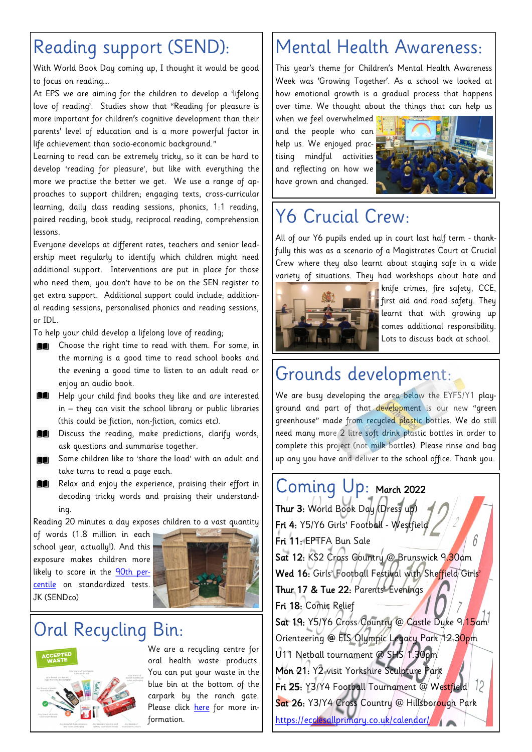## Reading support (SEND):

With World Book Day coming up, I thought it would be good to focus on reading....

At EPS we are aiming for the children to develop a 'lifelong love of reading'. Studies show that "Reading for pleasure is more important for children's cognitive development than their parents' level of education and is a more powerful factor in life achievement than socio-economic background."

Learning to read can be extremely tricky, so it can be hard to develop 'reading for pleasure', but like with everything the more we practise the better we get. We use a range of approaches to support children; engaging texts, cross-curricular learning, daily class reading sessions, phonics, 1:1 reading, paired reading, book study, reciprocal reading, comprehension lessons.

Everyone develops at different rates, teachers and senior leadership meet regularly to identify which children might need additional support. Interventions are put in place for those who need them, you don't have to be on the SEN register to get extra support. Additional support could include; additional reading sessions, personalised phonics and reading sessions, or IDL.

To help your child develop a lifelong love of reading;

- Choose the right time to read with them. For some, in the morning is a good time to read school books and the evening a good time to listen to an adult read or enjoy an audio book.
- Help your child find books they like and are interested in – they can visit the school library or public libraries (this could be fiction, non-fiction, comics etc).
- Discuss the reading, make predictions, clarify words, ask questions and summarise together.
- Some children like to 'share the load' with an adult and take turns to read a page each.
- Relax and enjoy the experience, praising their effort in decoding tricky words and praising their understanding.

Reading 20 minutes a day exposes children to a vast quantity of words (1.8 million in each school year, actually!). And this exposure makes children more likely to score in the 90th percentile on standardized tests.

JK (SENDco)

## Oral Recycling Bin:

We are a recycling centre for oral health waste products. You can put your waste in the blue bin at the bottom of the carpark by the ranch gate. Please click here for more information.

## Mental Health Awareness:

This year's theme for Children's Mental Health Awareness Week was 'Growing Together'. As a school we looked at how emotional growth is a gradual process that happens over time. We thought about the things that can help us when we feel overwhelmed and the people who can help us. We enjoyed practising mindful activities and reflecting on how we have grown and changed.

## Y6 Crucial Crew:

All of our Y6 pupils ended up in court last half term - thankfully this was as a scenario of a Magistrates Court at Crucial Crew where they also learnt about staying safe in a wide variety of situations. They had workshops about hate and knife crimes, fire safety, CCE, first aid and road safety. They learnt that with growing up comes additional responsibility. Lots to discuss back at school.

## Grounds development:

We are busy developing the area below the EYFS/Y1 playground and part of that development is our new "green greenhouse" made from recycled plastic bottles. We do still need many more 2 litre soft drink plastic bottles in order to complete this project (not milk bottles). Please rinse and bag up any you have and deliver to the school office. Thank you.

## Coming Up: March 2022

**Thur 3:** World Book Day (Dress up)  
**Fri 4:** Y5/Y6 Girls' Football - Westfield  
**Fri 11:** EPTFA Bun Sale  
**Sat 12:** KS2 Cross Country @ Brunswick 9.30am  
**Wed 16:** Girls' Football Festival with Sheffield Girls'  
**Thur 17 & Tue 22:** Parents' Evenings  
**Fri 18:** Comic Relief  
**Sat 19:** Y5/Y6 Cross Country @ Castle Dyke 9.15am  
Orienteering @ EIS Olympic Legacy Park 12.30pm  
U11 Netball tournament @ SHS 1.30pm  
**Mon 21:** Y2 visit Yorkshire Sculpture Park  
**Fri 25:** Y3/Y4 Football Tournament @ Westfield  
**Sat 26:** Y3/Y4 Cross Country @ Hillsborough Park

https://ecclesallprimary.co.uk/calendar/